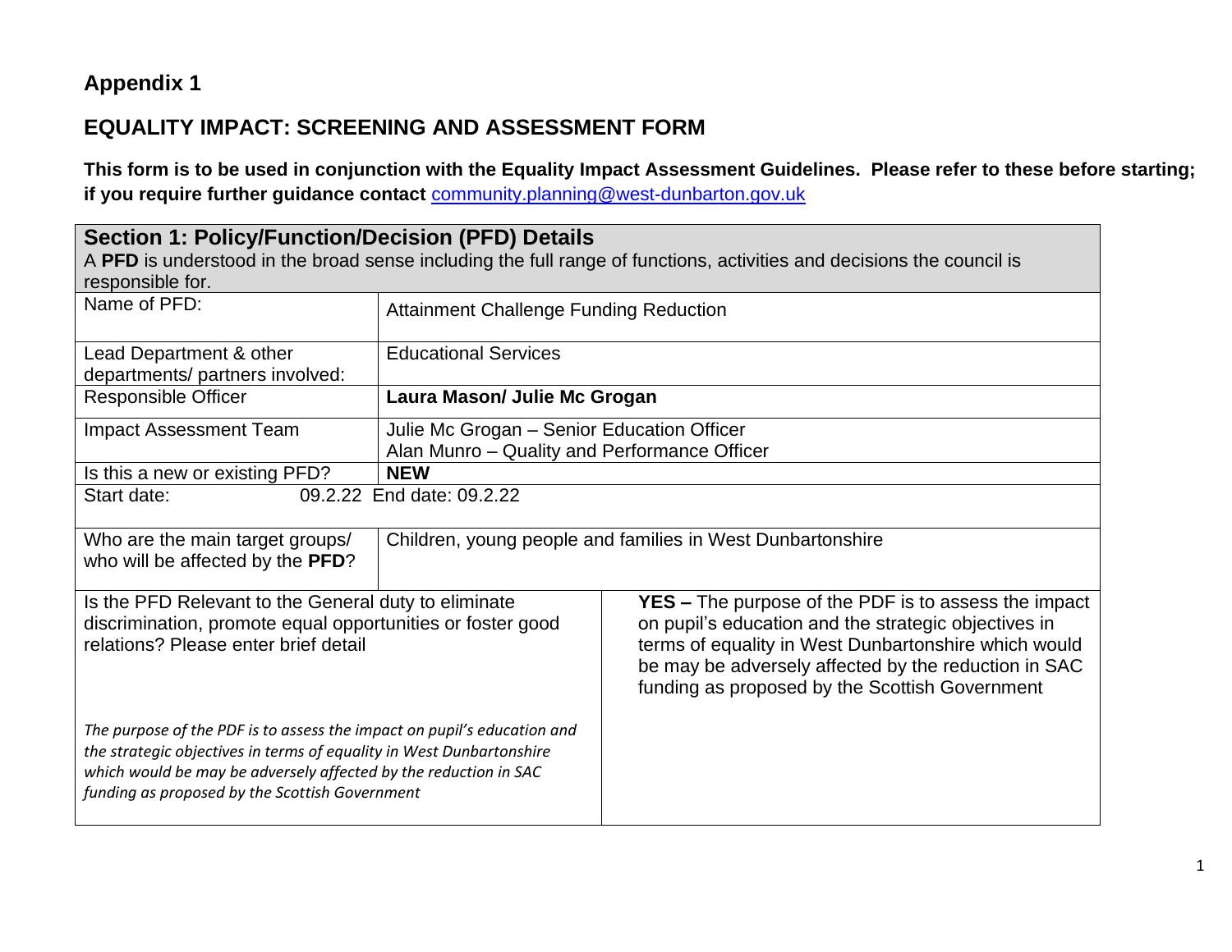## Appendix 1

## EQUALITY IMPACT: SCREENING AND ASSESSMENT FORM

**This form is to be used in conjunction with the Equality Impact Assessment Guidelines. Please refer to these before starting; if you require further guidance contact** community.planning@west-dunbarton.gov.uk

| **Section 1: Policy/Function/Decision (PFD) Details**<br>A **PFD** is understood in the broad sense including the full range of functions, activities and decisions the council is responsible for. | |
|---|---|
| Name of PFD: | Attainment Challenge Funding Reduction |
| Lead Department & other departments/ partners involved: | Educational Services |
| Responsible Officer | **Laura Mason/ Julie Mc Grogan** |
| Impact Assessment Team | Julie Mc Grogan – Senior Education Officer<br>Alan Munro – Quality and Performance Officer |
| Is this a new or existing PFD? | **NEW** |
| Start date: 09.2.22 End date: 09.2.22 | |
| Who are the main target groups/ who will be affected by the **PFD**? | Children, young people and families in West Dunbartonshire |
| Is the PFD Relevant to the General duty to eliminate discrimination, promote equal opportunities or foster good relations? Please enter brief detail<br><br>*The purpose of the PDF is to assess the impact on pupil's education and the strategic objectives in terms of equality in West Dunbartonshire which would be may be adversely affected by the reduction in SAC funding as proposed by the Scottish Government* | **YES –** The purpose of the PDF is to assess the impact on pupil's education and the strategic objectives in terms of equality in West Dunbartonshire which would be may be adversely affected by the reduction in SAC funding as proposed by the Scottish Government |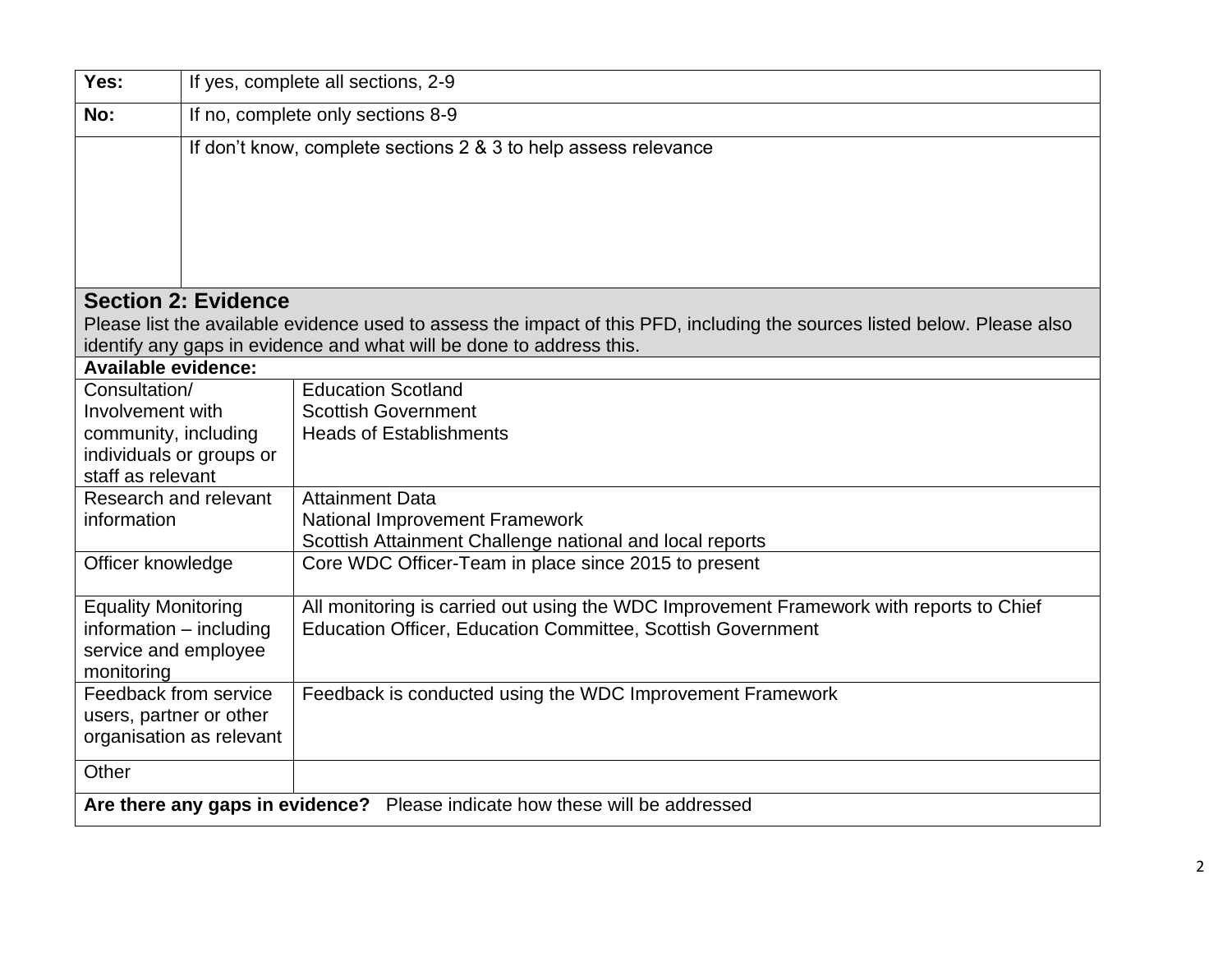| | |
|---|---|
| **Yes:** | If yes, complete all sections, 2-9 |
| **No:** | If no, complete only sections 8-9 |
| | If don't know, complete sections 2 & 3 to help assess relevance |

## Section 2: Evidence

Please list the available evidence used to assess the impact of this PFD, including the sources listed below. Please also identify any gaps in evidence and what will be done to address this.

| **Available evidence:** | |
|---|---|
| Consultation/ Involvement with community, including individuals or groups or staff as relevant | Education Scotland<br>Scottish Government<br>Heads of Establishments |
| Research and relevant information | Attainment Data<br>National Improvement Framework<br>Scottish Attainment Challenge national and local reports |
| Officer knowledge | Core WDC Officer-Team in place since 2015 to present |
| Equality Monitoring information – including service and employee monitoring | All monitoring is carried out using the WDC Improvement Framework with reports to Chief Education Officer, Education Committee, Scottish Government |
| Feedback from service users, partner or other organisation as relevant | Feedback is conducted using the WDC Improvement Framework |
| Other | |

**Are there any gaps in evidence?** Please indicate how these will be addressed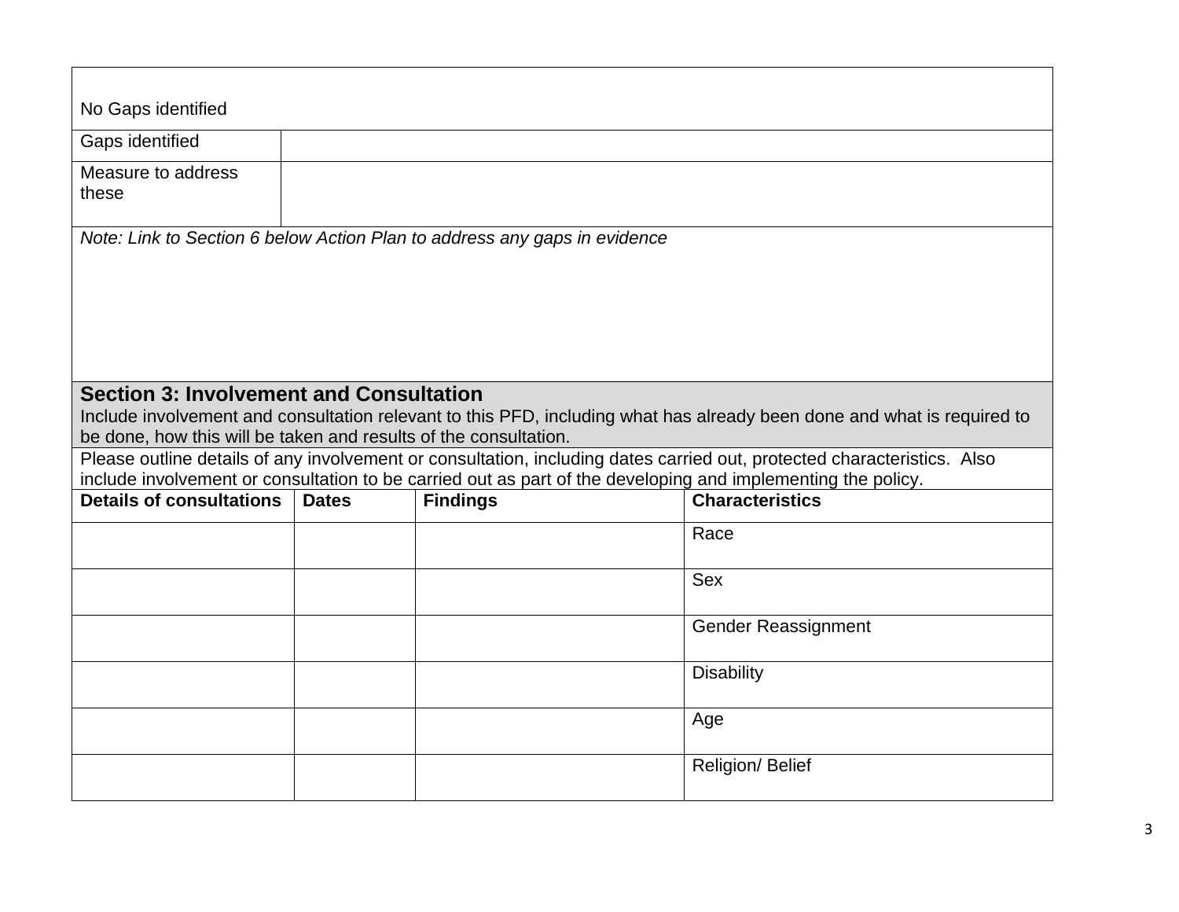| No Gaps identified | |
|---|---|
| Gaps identified | |
| Measure to address these | |

*Note: Link to Section 6 below Action Plan to address any gaps in evidence*

## Section 3: Involvement and Consultation

Include involvement and consultation relevant to this PFD, including what has already been done and what is required to be done, how this will be taken and results of the consultation.

Please outline details of any involvement or consultation, including dates carried out, protected characteristics. Also include involvement or consultation to be carried out as part of the developing and implementing the policy.

| **Details of consultations** | **Dates** | **Findings** | **Characteristics** |
|---|---|---|---|
| | | | Race |
| | | | Sex |
| | | | Gender Reassignment |
| | | | Disability |
| | | | Age |
| | | | Religion/ Belief |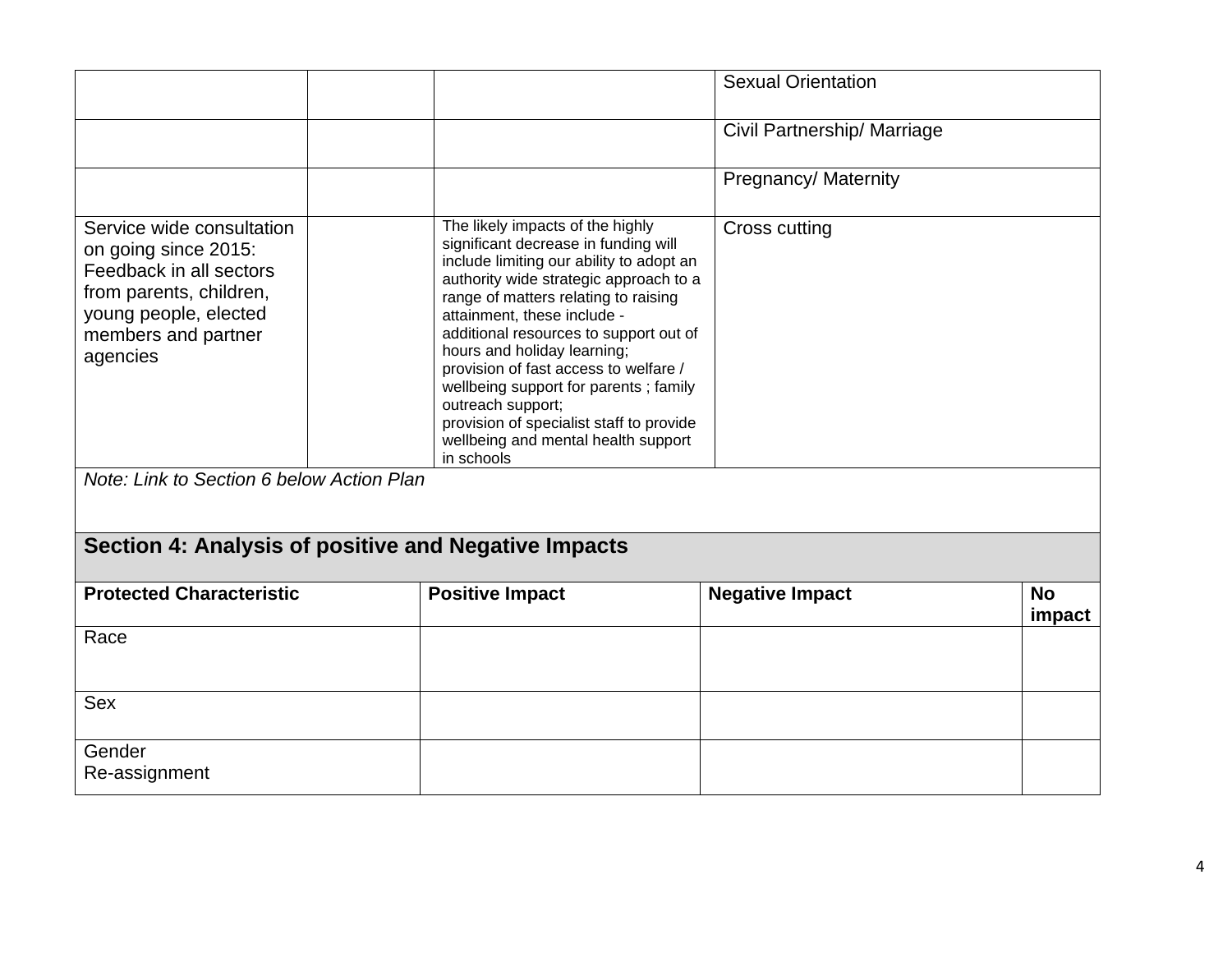| | | | |
|---|---|---|---|
| | | | Sexual Orientation |
| | | | Civil Partnership/ Marriage |
| | | | Pregnancy/ Maternity |
| Service wide consultation on going since 2015: Feedback in all sectors from parents, children, young people, elected members and partner agencies | | The likely impacts of the highly significant decrease in funding will include limiting our ability to adopt an authority wide strategic approach to a range of matters relating to raising attainment, these include - additional resources to support out of hours and holiday learning; provision of fast access to welfare / wellbeing support for parents ; family outreach support; provision of specialist staff to provide wellbeing and mental health support in schools | Cross cutting |

*Note: Link to Section 6 below Action Plan*

## Section 4: Analysis of positive and Negative Impacts

| Protected Characteristic | Positive Impact | Negative Impact | No impact |
|---|---|---|---|
| Race | | | |
| Sex | | | |
| Gender Re-assignment | | | |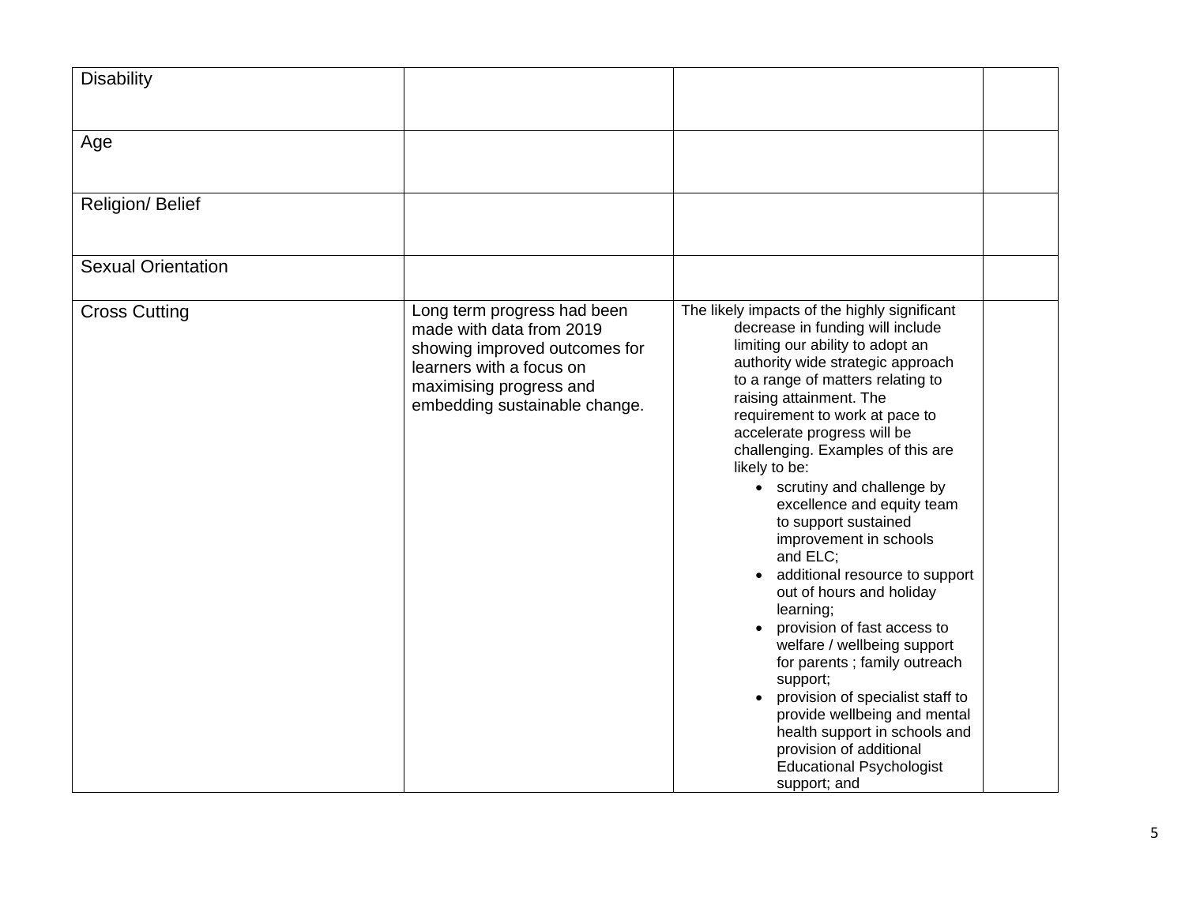| | | | |
|---|---|---|---|
| Disability | | | |
| Age | | | |
| Religion/ Belief | | | |
| Sexual Orientation | | | |
| Cross Cutting | Long term progress had been made with data from 2019 showing improved outcomes for learners with a focus on maximising progress and embedding sustainable change. | The likely impacts of the highly significant decrease in funding will include limiting our ability to adopt an authority wide strategic approach to a range of matters relating to raising attainment. The requirement to work at pace to accelerate progress will be challenging. Examples of this are likely to be:<br>• scrutiny and challenge by excellence and equity team to support sustained improvement in schools and ELC;<br>• additional resource to support out of hours and holiday learning;<br>• provision of fast access to welfare / wellbeing support for parents ; family outreach support;<br>• provision of specialist staff to provide wellbeing and mental health support in schools and provision of additional Educational Psychologist support; and | |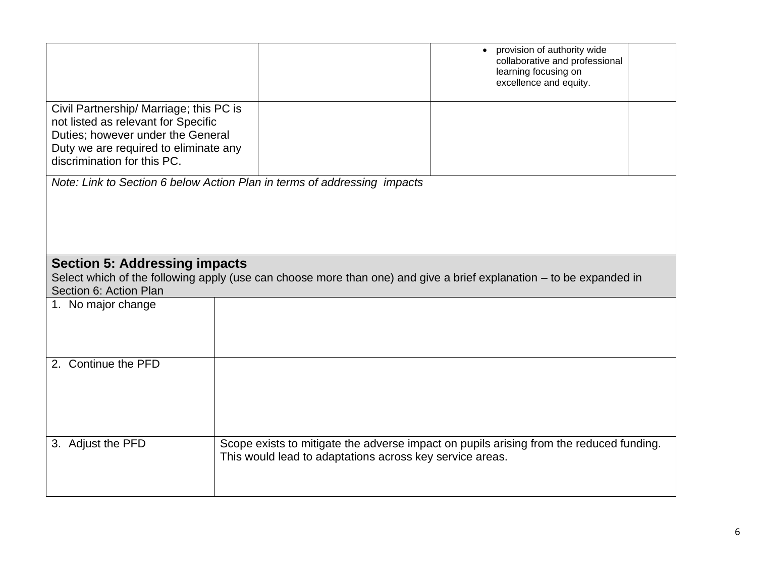| | | | |
|---|---|---|---|
| | | • provision of authority wide collaborative and professional learning focusing on excellence and equity. | |
| Civil Partnership/ Marriage; this PC is not listed as relevant for Specific Duties; however under the General Duty we are required to eliminate any discrimination for this PC. | | | |

*Note: Link to Section 6 below Action Plan in terms of addressing impacts*

## Section 5: Addressing impacts

Select which of the following apply (use can choose more than one) and give a brief explanation – to be expanded in Section 6: Action Plan

| | |
|---|---|
| 1. No major change | |
| 2. Continue the PFD | |
| 3. Adjust the PFD | Scope exists to mitigate the adverse impact on pupils arising from the reduced funding. This would lead to adaptations across key service areas. |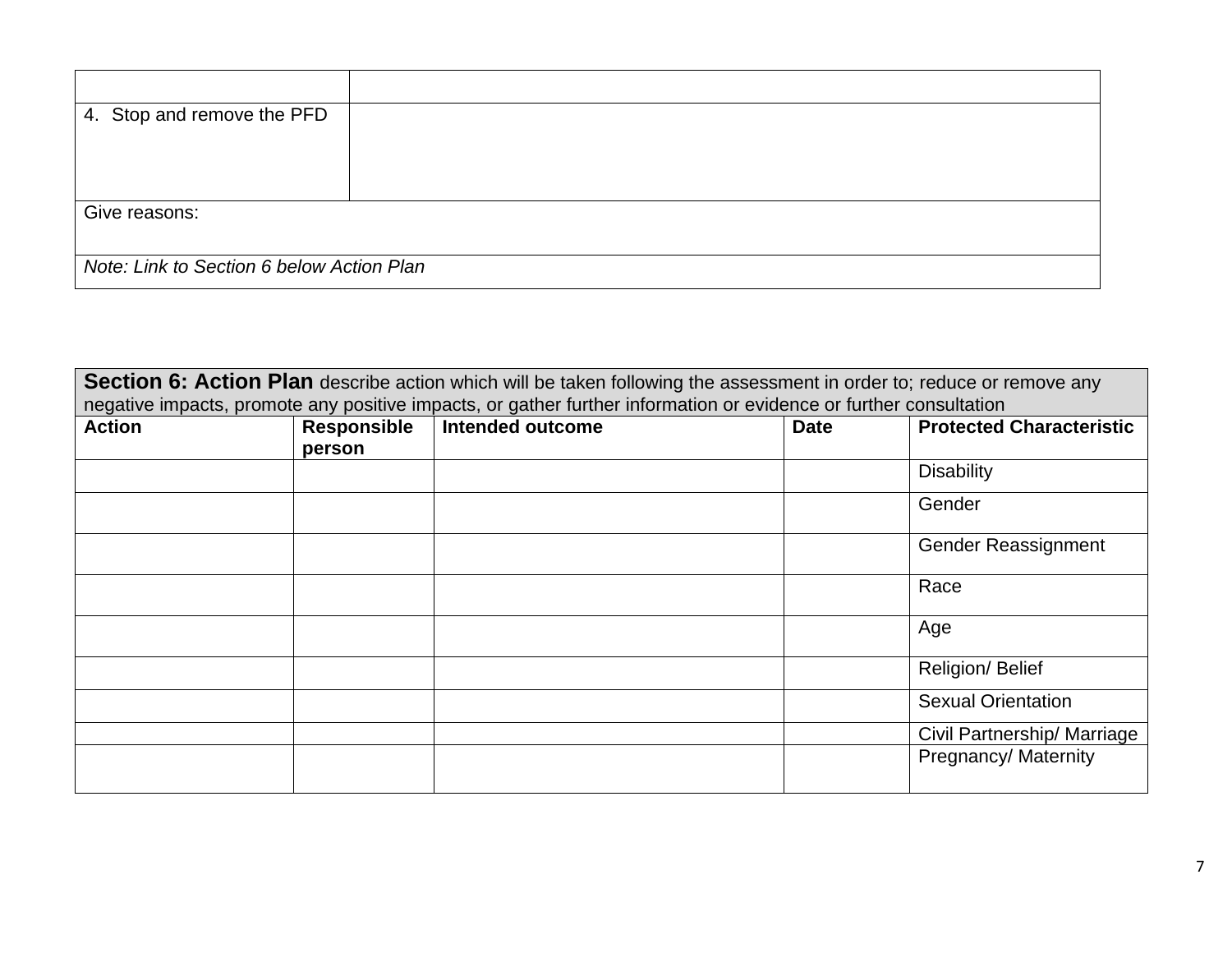| | |
|---|---|
| 4. Stop and remove the PFD | |
| Give reasons: | |
| *Note: Link to Section 6 below Action Plan* | |

| **Section 6: Action Plan** describe action which will be taken following the assessment in order to; reduce or remove any negative impacts, promote any positive impacts, or gather further information or evidence or further consultation | | | | |
|---|---|---|---|---|
| **Action** | **Responsible person** | **Intended outcome** | **Date** | **Protected Characteristic** |
| | | | | Disability |
| | | | | Gender |
| | | | | Gender Reassignment |
| | | | | Race |
| | | | | Age |
| | | | | Religion/ Belief |
| | | | | Sexual Orientation |
| | | | | Civil Partnership/ Marriage |
| | | | | Pregnancy/ Maternity |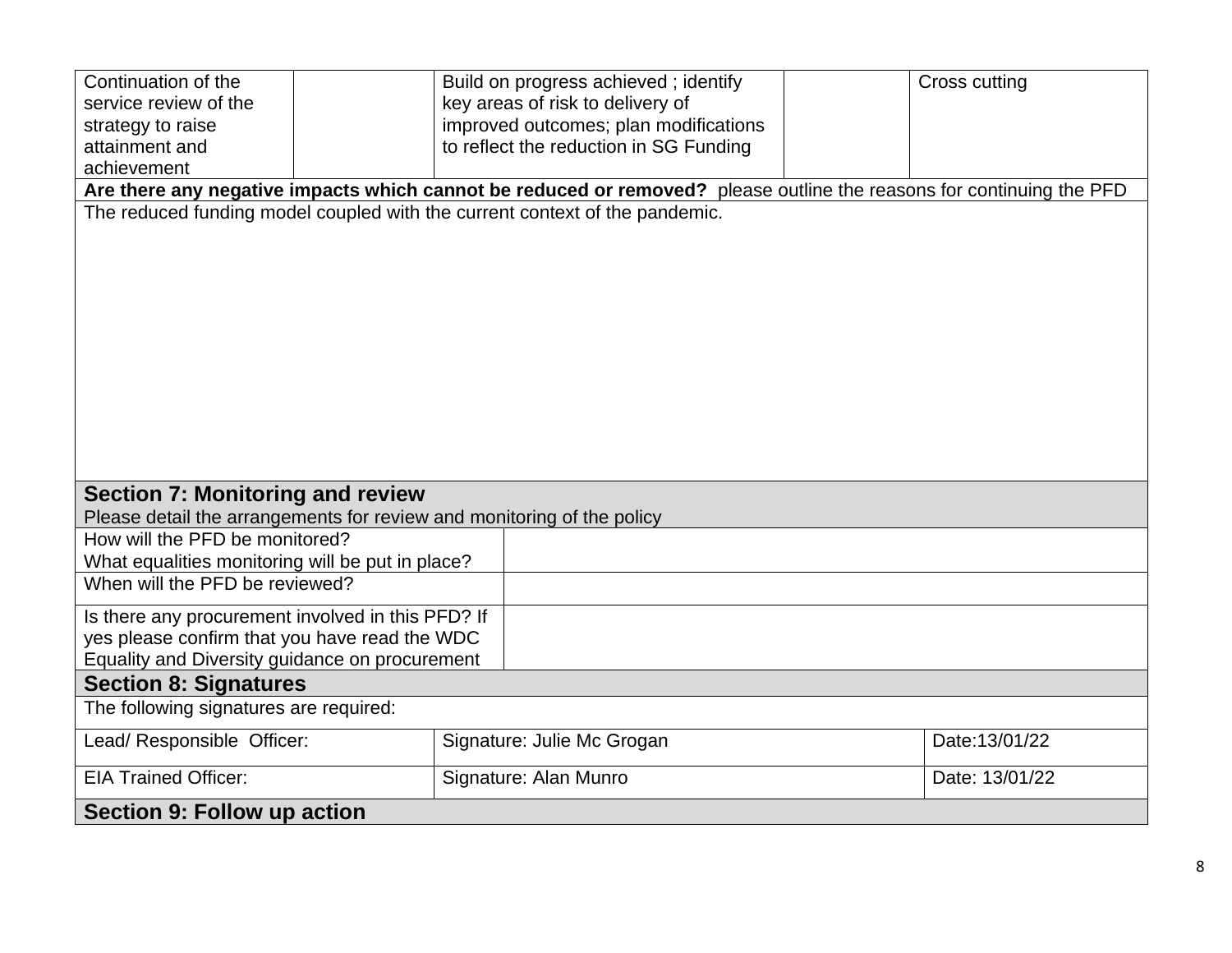| Continuation of the service review of the strategy to raise attainment and achievement | | Build on progress achieved ; identify key areas of risk to delivery of improved outcomes; plan modifications to reflect the reduction in SG Funding | | Cross cutting |
|---|---|---|---|---|

**Are there any negative impacts which cannot be reduced or removed?** please outline the reasons for continuing the PFD

The reduced funding model coupled with the current context of the pandemic.

## Section 7: Monitoring and review

Please detail the arrangements for review and monitoring of the policy

| | |
|---|---|
| How will the PFD be monitored?<br>What equalities monitoring will be put in place? | |
| When will the PFD be reviewed? | |
| Is there any procurement involved in this PFD? If yes please confirm that you have read the WDC Equality and Diversity guidance on procurement | |

## Section 8: Signatures

The following signatures are required:

| | | |
|---|---|---|
| Lead/ Responsible Officer: | Signature: Julie Mc Grogan | Date:13/01/22 |
| EIA Trained Officer: | Signature: Alan Munro | Date: 13/01/22 |

## Section 9: Follow up action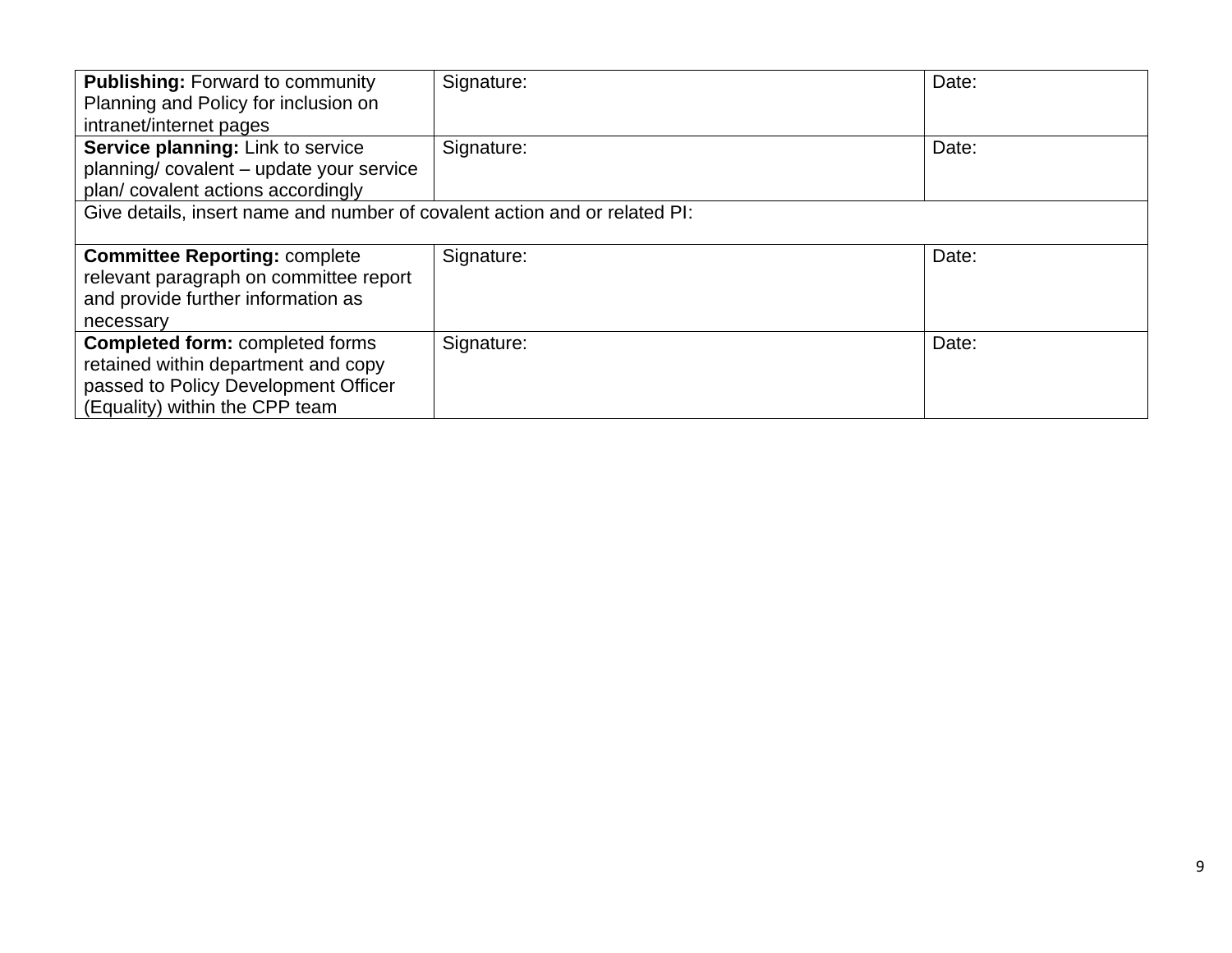| | | |
|---|---|---|
| **Publishing:** Forward to community Planning and Policy for inclusion on intranet/internet pages | Signature: | Date: |
| **Service planning:** Link to service planning/ covalent – update your service plan/ covalent actions accordingly | Signature: | Date: |
| Give details, insert name and number of covalent action and or related PI: | | |
| **Committee Reporting:** complete relevant paragraph on committee report and provide further information as necessary | Signature: | Date: |
| **Completed form:** completed forms retained within department and copy passed to Policy Development Officer (Equality) within the CPP team | Signature: | Date: |